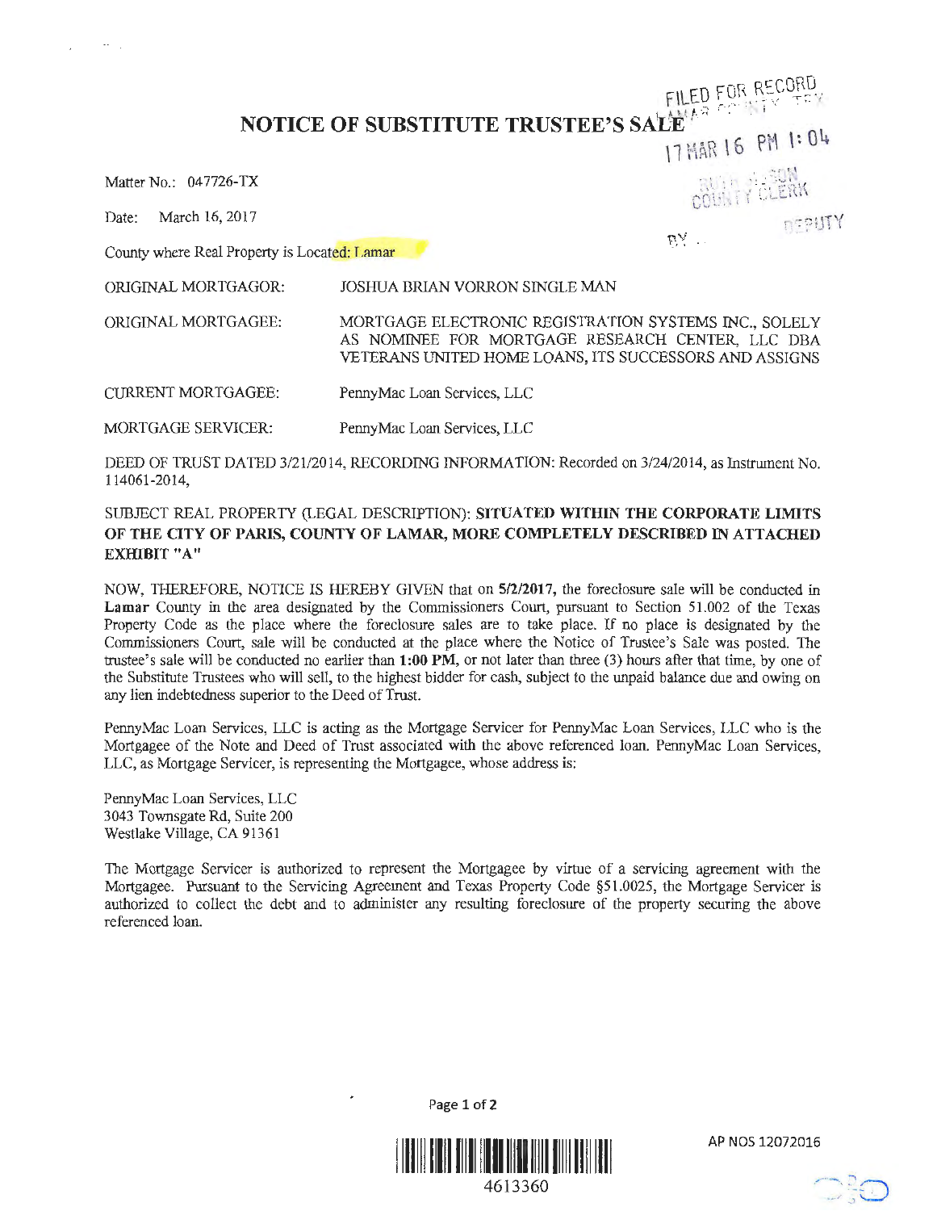# NOTICE OF SUBSTITUTE TRUSTEE'S SALE

FILED FOR RECORD
LAMAR COUNTY TEX
17 MAR 16 PM 1:04
RUTH SISSON
COUNTY CLERK
BY ______ DEPUTY

Matter No.: 047726-TX

Date: March 16, 2017

County where Real Property is Located: Lamar

| | |
|---|---|
| ORIGINAL MORTGAGOR: | JOSHUA BRIAN VORRON SINGLE MAN |
| ORIGINAL MORTGAGEE: | MORTGAGE ELECTRONIC REGISTRATION SYSTEMS INC., SOLELY AS NOMINEE FOR MORTGAGE RESEARCH CENTER, LLC DBA VETERANS UNITED HOME LOANS, ITS SUCCESSORS AND ASSIGNS |
| CURRENT MORTGAGEE: | PennyMac Loan Services, LLC |
| MORTGAGE SERVICER: | PennyMac Loan Services, LLC |

DEED OF TRUST DATED 3/21/2014, RECORDING INFORMATION: Recorded on 3/24/2014, as Instrument No. 114061-2014,

SUBJECT REAL PROPERTY (LEGAL DESCRIPTION): **SITUATED WITHIN THE CORPORATE LIMITS OF THE CITY OF PARIS, COUNTY OF LAMAR, MORE COMPLETELY DESCRIBED IN ATTACHED EXHIBIT "A"**

NOW, THEREFORE, NOTICE IS HEREBY GIVEN that on **5/2/2017,** the foreclosure sale will be conducted in **Lamar** County in the area designated by the Commissioners Court, pursuant to Section 51.002 of the Texas Property Code as the place where the foreclosure sales are to take place. If no place is designated by the Commissioners Court, sale will be conducted at the place where the Notice of Trustee's Sale was posted. The trustee's sale will be conducted no earlier than **1:00 PM,** or not later than three (3) hours after that time, by one of the Substitute Trustees who will sell, to the highest bidder for cash, subject to the unpaid balance due and owing on any lien indebtedness superior to the Deed of Trust.

PennyMac Loan Services, LLC is acting as the Mortgage Servicer for PennyMac Loan Services, LLC who is the Mortgagee of the Note and Deed of Trust associated with the above referenced loan. PennyMac Loan Services, LLC, as Mortgage Servicer, is representing the Mortgagee, whose address is:

PennyMac Loan Services, LLC
3043 Townsgate Rd, Suite 200
Westlake Village, CA 91361

The Mortgage Servicer is authorized to represent the Mortgagee by virtue of a servicing agreement with the Mortgagee. Pursuant to the Servicing Agreement and Texas Property Code §51.0025, the Mortgage Servicer is authorized to collect the debt and to administer any resulting foreclosure of the property securing the above referenced loan.

4613360

AP NOS 12072016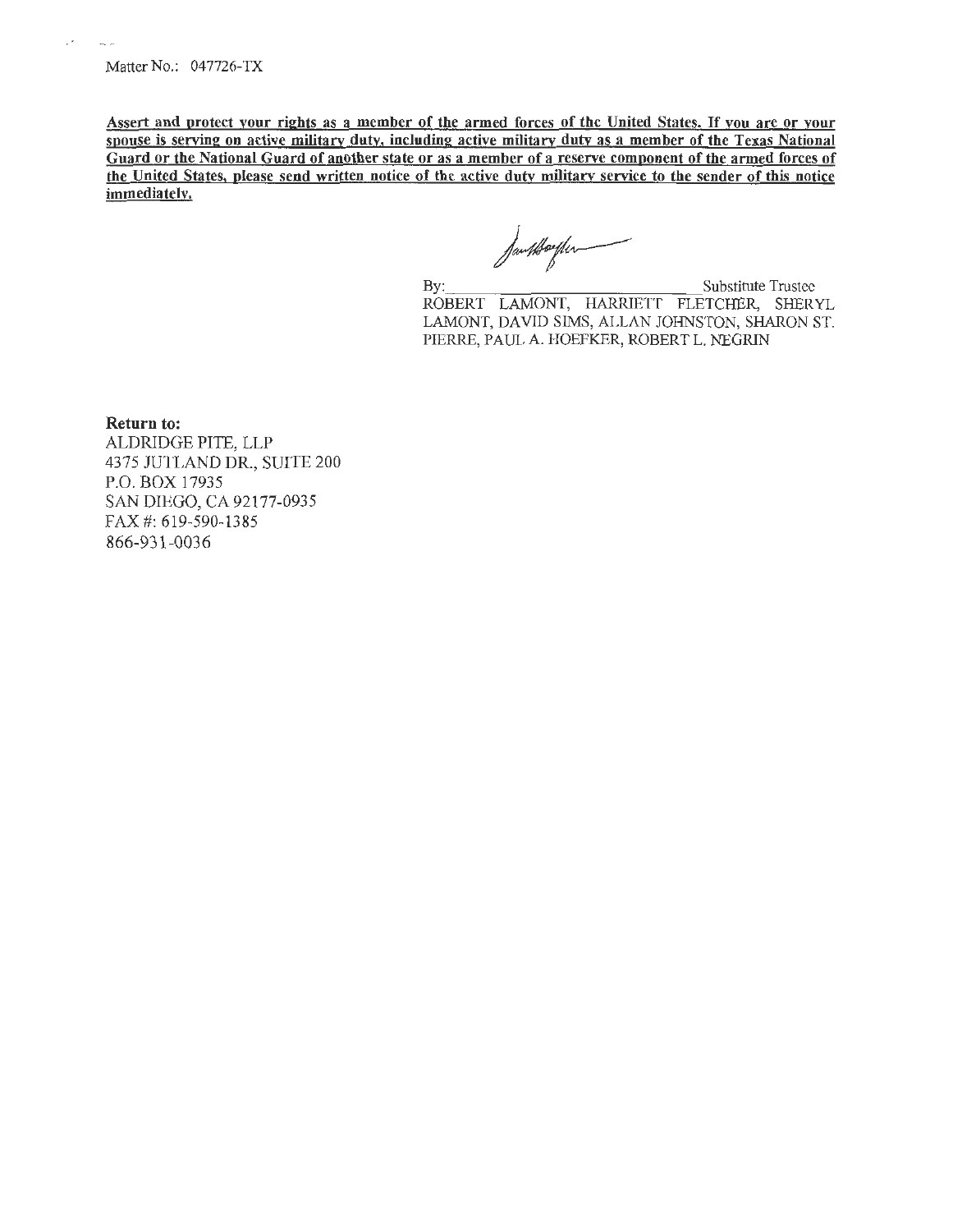Matter No.: 047726-TX

**Assert and protect your rights as a member of the armed forces of the United States. If you are or your spouse is serving on active military duty, including active military duty as a member of the Texas National Guard or the National Guard of another state or as a member of a reserve component of the armed forces of the United States, please send written notice of the active duty military service to the sender of this notice immediately.**

By:\_\_\_\_\_\_\_\_\_\_\_\_\_\_\_\_\_\_\_\_\_\_\_\_\_\_\_\_ Substitute Trustee
ROBERT LAMONT, HARRIETT FLETCHER, SHERYL LAMONT, DAVID SIMS, ALLAN JOHNSTON, SHARON ST. PIERRE, PAUL A. HOEFKER, ROBERT L. NEGRIN

**Return to:**
ALDRIDGE PITE, LLP
4375 JUTLAND DR., SUITE 200
P.O. BOX 17935
SAN DIEGO, CA 92177-0935
FAX #: 619-590-1385
866-931-0036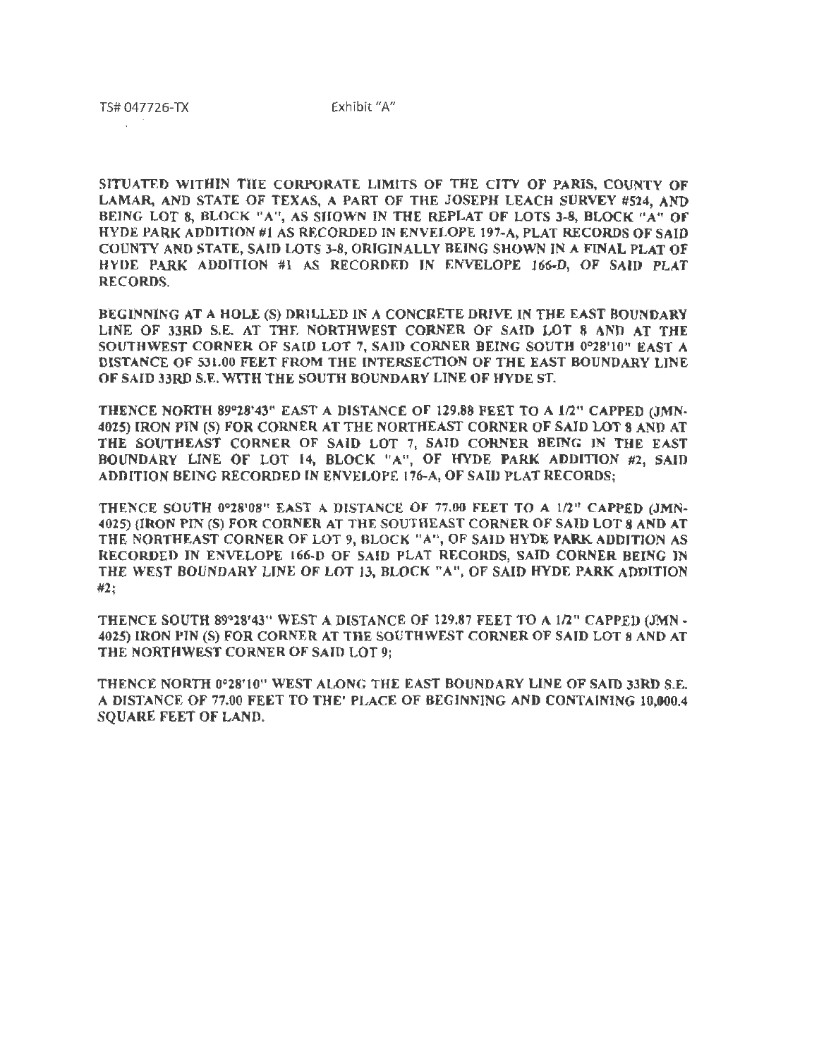TS# 047726-TX Exhibit "A"

SITUATED WITHIN THE CORPORATE LIMITS OF THE CITY OF PARIS, COUNTY OF LAMAR, AND STATE OF TEXAS, A PART OF THE JOSEPH LEACH SURVEY #524, AND BEING LOT 8, BLOCK "A", AS SHOWN IN THE REPLAT OF LOTS 3-8, BLOCK "A" OF HYDE PARK ADDITION #1 AS RECORDED IN ENVELOPE 197-A, PLAT RECORDS OF SAID COUNTY AND STATE, SAID LOTS 3-8, ORIGINALLY BEING SHOWN IN A FINAL PLAT OF HYDE PARK ADDITION #1 AS RECORDED IN ENVELOPE 166-D, OF SAID PLAT RECORDS.

BEGINNING AT A HOLE (S) DRILLED IN A CONCRETE DRIVE IN THE EAST BOUNDARY LINE OF 33RD S.E. AT THE NORTHWEST CORNER OF SAID LOT 8 AND AT THE SOUTHWEST CORNER OF SAID LOT 7, SAID CORNER BEING SOUTH 0°28'10" EAST A DISTANCE OF 531.00 FEET FROM THE INTERSECTION OF THE EAST BOUNDARY LINE OF SAID 33RD S.E. WITH THE SOUTH BOUNDARY LINE OF HYDE ST.

THENCE NORTH 89°28'43" EAST A DISTANCE OF 129.88 FEET TO A 1/2" CAPPED (JMN-4025) IRON PIN (S) FOR CORNER AT THE NORTHEAST CORNER OF SAID LOT 8 AND AT THE SOUTHEAST CORNER OF SAID LOT 7, SAID CORNER BEING IN THE EAST BOUNDARY LINE OF LOT 14, BLOCK "A", OF HYDE PARK ADDITION #2, SAID ADDITION BEING RECORDED IN ENVELOPE 176-A, OF SAID PLAT RECORDS;

THENCE SOUTH 0°28'08" EAST A DISTANCE OF 77.00 FEET TO A 1/2" CAPPED (JMN-4025) (IRON PIN (S) FOR CORNER AT THE SOUTHEAST CORNER OF SAID LOT 8 AND AT THE NORTHEAST CORNER OF LOT 9, BLOCK "A", OF SAID HYDE PARK ADDITION AS RECORDED IN ENVELOPE 166-D OF SAID PLAT RECORDS, SAID CORNER BEING IN THE WEST BOUNDARY LINE OF LOT 13, BLOCK "A", OF SAID HYDE PARK ADDITION #2;

THENCE SOUTH 89°28'43" WEST A DISTANCE OF 129.87 FEET TO A 1/2" CAPPED (JMN-4025) IRON PIN (S) FOR CORNER AT THE SOUTHWEST CORNER OF SAID LOT 8 AND AT THE NORTHWEST CORNER OF SAID LOT 9;

THENCE NORTH 0°28'10" WEST ALONG THE EAST BOUNDARY LINE OF SAID 33RD S.E. A DISTANCE OF 77.00 FEET TO THE' PLACE OF BEGINNING AND CONTAINING 10,000.4 SQUARE FEET OF LAND.